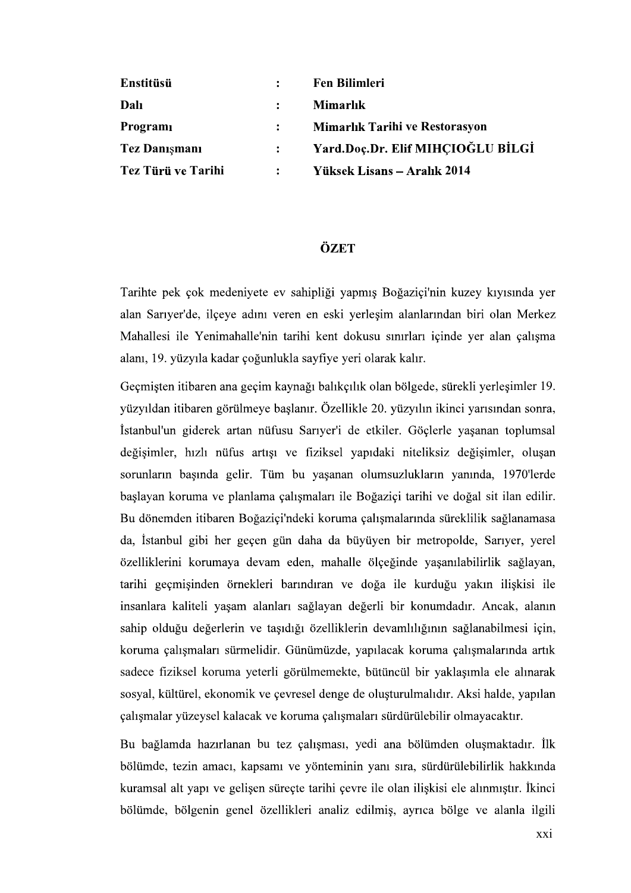| | | |
|---|---|---|
| **Enstitüsü** | **:** | **Fen Bilimleri** |
| **Dalı** | **:** | **Mimarlık** |
| **Programı** | **:** | **Mimarlık Tarihi ve Restorasyon** |
| **Tez Danışmanı** | **:** | **Yard.Doç.Dr. Elif MIHÇIOĞLU BİLGİ** |
| **Tez Türü ve Tarihi** | **:** | **Yüksek Lisans – Aralık 2014** |

# ÖZET

Tarihte pek çok medeniyete ev sahipliği yapmış Boğaziçi'nin kuzey kıyısında yer alan Sarıyer'de, ilçeye adını veren en eski yerleşim alanlarından biri olan Merkez Mahallesi ile Yenimahalle'nin tarihi kent dokusu sınırları içinde yer alan çalışma alanı, 19. yüzyıla kadar çoğunlukla sayfiye yeri olarak kalır.

Geçmişten itibaren ana geçim kaynağı balıkçılık olan bölgede, sürekli yerleşimler 19. yüzyıldan itibaren görülmeye başlanır. Özellikle 20. yüzyılın ikinci yarısından sonra, İstanbul'un giderek artan nüfusu Sarıyer'i de etkiler. Göçlerle yaşanan toplumsal değişimler, hızlı nüfus artışı ve fiziksel yapıdaki niteliksiz değişimler, oluşan sorunların başında gelir. Tüm bu yaşanan olumsuzlukların yanında, 1970'lerde başlayan koruma ve planlama çalışmaları ile Boğaziçi tarihi ve doğal sit ilan edilir. Bu dönemden itibaren Boğaziçi'ndeki koruma çalışmalarında süreklilik sağlanamasa da, İstanbul gibi her geçen gün daha da büyüyen bir metropolde, Sarıyer, yerel özelliklerini korumaya devam eden, mahalle ölçeğinde yaşanılabilirlik sağlayan, tarihi geçmişinden örnekleri barındıran ve doğa ile kurduğu yakın ilişkisi ile insanlara kaliteli yaşam alanları sağlayan değerli bir konumdadır. Ancak, alanın sahip olduğu değerlerin ve taşıdığı özelliklerin devamlılığının sağlanabilmesi için, koruma çalışmaları sürmelidir. Günümüzde, yapılacak koruma çalışmalarında artık sadece fiziksel koruma yeterli görülmemekte, bütüncül bir yaklaşımla ele alınarak sosyal, kültürel, ekonomik ve çevresel denge de oluşturulmalıdır. Aksi halde, yapılan çalışmalar yüzeysel kalacak ve koruma çalışmaları sürdürülebilir olmayacaktır.

Bu bağlamda hazırlanan bu tez çalışması, yedi ana bölümden oluşmaktadır. İlk bölümde, tezin amacı, kapsamı ve yönteminin yanı sıra, sürdürülebilirlik hakkında kuramsal alt yapı ve gelişen süreçte tarihi çevre ile olan ilişkisi ele alınmıştır. İkinci bölümde, bölgenin genel özellikleri analiz edilmiş, ayrıca bölge ve alanla ilgili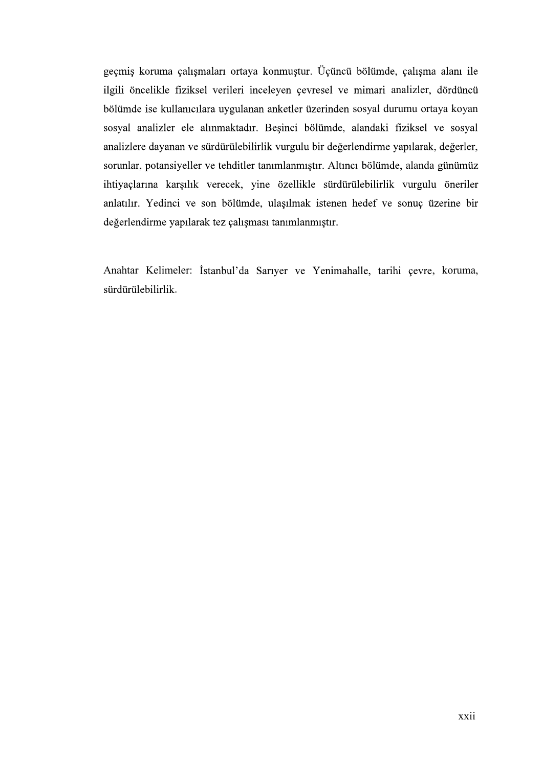geçmiş koruma çalışmaları ortaya konmuştur. Üçüncü bölümde, çalışma alanı ile ilgili öncelikle fiziksel verileri inceleyen çevresel ve mimari analizler, dördüncü bölümde ise kullanıcılara uygulanan anketler üzerinden sosyal durumu ortaya koyan sosyal analizler ele alınmaktadır. Beşinci bölümde, alandaki fiziksel ve sosyal analizlere dayanan ve sürdürülebilirlik vurgulu bir değerlendirme yapılarak, değerler, sorunlar, potansiyeller ve tehditler tanımlanmıştır. Altıncı bölümde, alanda günümüz ihtiyaçlarına karşılık verecek, yine özellikle sürdürülebilirlik vurgulu öneriler anlatılır. Yedinci ve son bölümde, ulaşılmak istenen hedef ve sonuç üzerine bir değerlendirme yapılarak tez çalışması tanımlanmıştır.

Anahtar Kelimeler: İstanbul'da Sarıyer ve Yenimahalle, tarihi çevre, koruma, sürdürülebilirlik.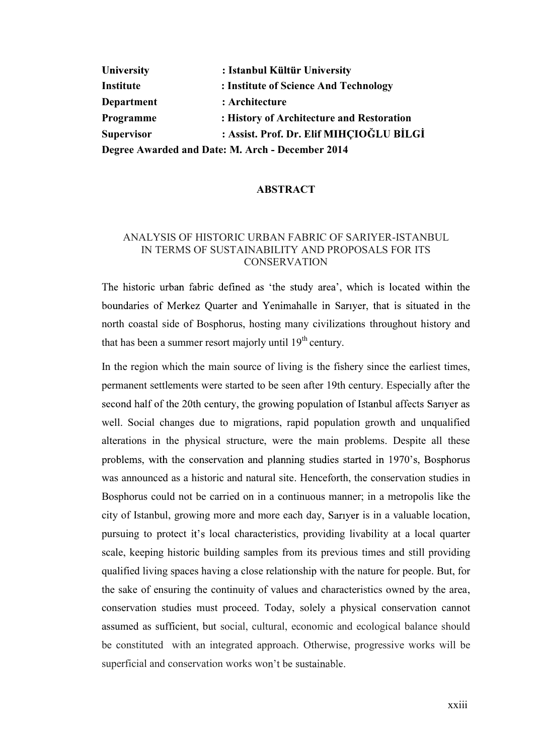**University** : **Istanbul Kültür University**
**Institute** : **Institute of Science And Technology**
**Department** : **Architecture**
**Programme** : **History of Architecture and Restoration**
**Supervisor** : **Assist. Prof. Dr. Elif MIHÇIOĞLU BİLGİ**
**Degree Awarded and Date: M. Arch - December 2014**

## ABSTRACT

### ANALYSIS OF HISTORIC URBAN FABRIC OF SARIYER-ISTANBUL IN TERMS OF SUSTAINABILITY AND PROPOSALS FOR ITS CONSERVATION

The historic urban fabric defined as 'the study area', which is located within the boundaries of Merkez Quarter and Yenimahalle in Sarıyer, that is situated in the north coastal side of Bosphorus, hosting many civilizations throughout history and that has been a summer resort majorly until 19th century.

In the region which the main source of living is the fishery since the earliest times, permanent settlements were started to be seen after 19th century. Especially after the second half of the 20th century, the growing population of Istanbul affects Sarıyer as well. Social changes due to migrations, rapid population growth and unqualified alterations in the physical structure, were the main problems. Despite all these problems, with the conservation and planning studies started in 1970's, Bosphorus was announced as a historic and natural site. Henceforth, the conservation studies in Bosphorus could not be carried on in a continuous manner; in a metropolis like the city of Istanbul, growing more and more each day, Sarıyer is in a valuable location, pursuing to protect it's local characteristics, providing livability at a local quarter scale, keeping historic building samples from its previous times and still providing qualified living spaces having a close relationship with the nature for people. But, for the sake of ensuring the continuity of values and characteristics owned by the area, conservation studies must proceed. Today, solely a physical conservation cannot assumed as sufficient, but social, cultural, economic and ecological balance should be constituted with an integrated approach. Otherwise, progressive works will be superficial and conservation works won't be sustainable.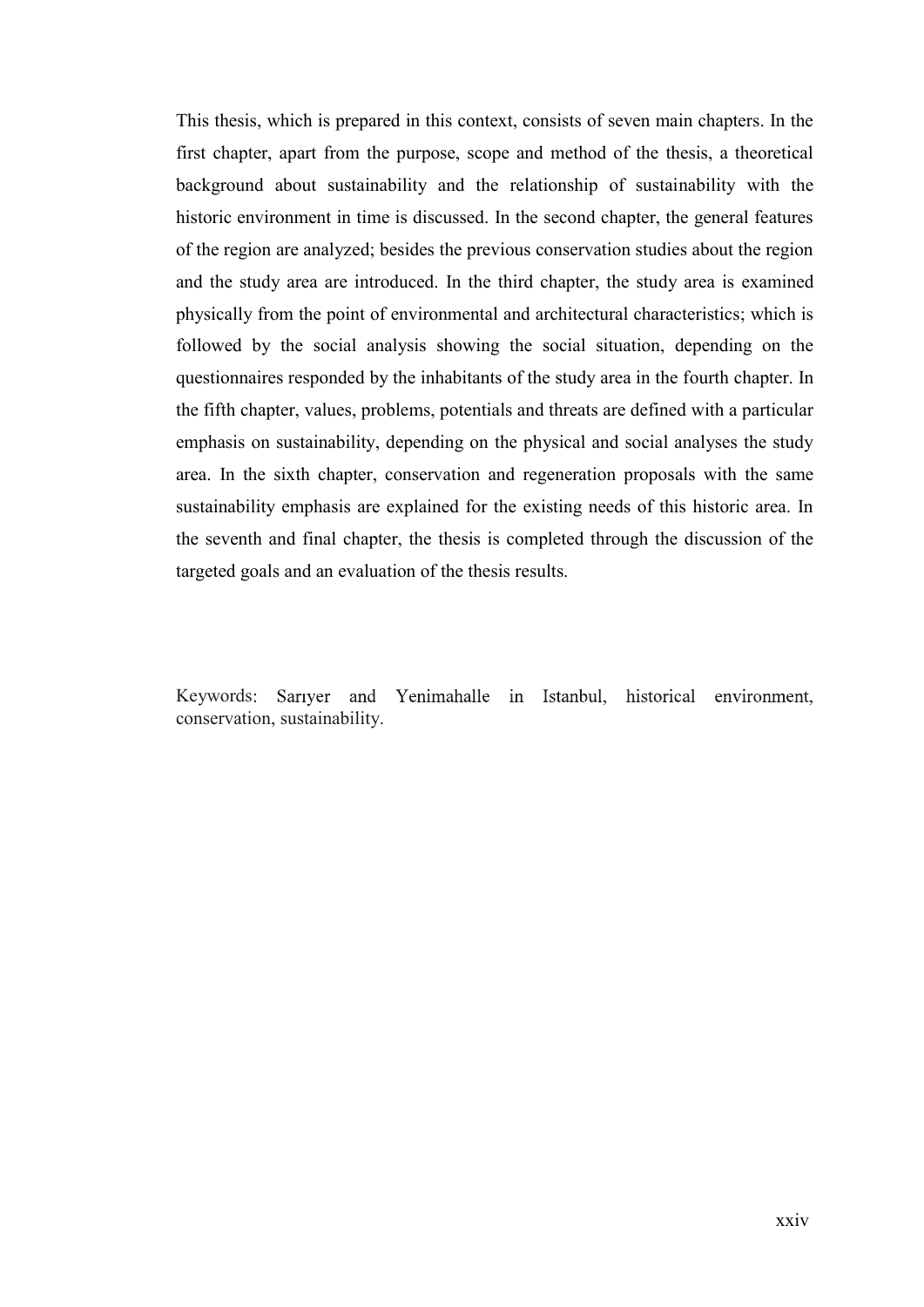This thesis, which is prepared in this context, consists of seven main chapters. In the first chapter, apart from the purpose, scope and method of the thesis, a theoretical background about sustainability and the relationship of sustainability with the historic environment in time is discussed. In the second chapter, the general features of the region are analyzed; besides the previous conservation studies about the region and the study area are introduced. In the third chapter, the study area is examined physically from the point of environmental and architectural characteristics; which is followed by the social analysis showing the social situation, depending on the questionnaires responded by the inhabitants of the study area in the fourth chapter. In the fifth chapter, values, problems, potentials and threats are defined with a particular emphasis on sustainability, depending on the physical and social analyses the study area. In the sixth chapter, conservation and regeneration proposals with the same sustainability emphasis are explained for the existing needs of this historic area. In the seventh and final chapter, the thesis is completed through the discussion of the targeted goals and an evaluation of the thesis results.

Keywords: Sarıyer and Yenimahalle in Istanbul, historical environment, conservation, sustainability.